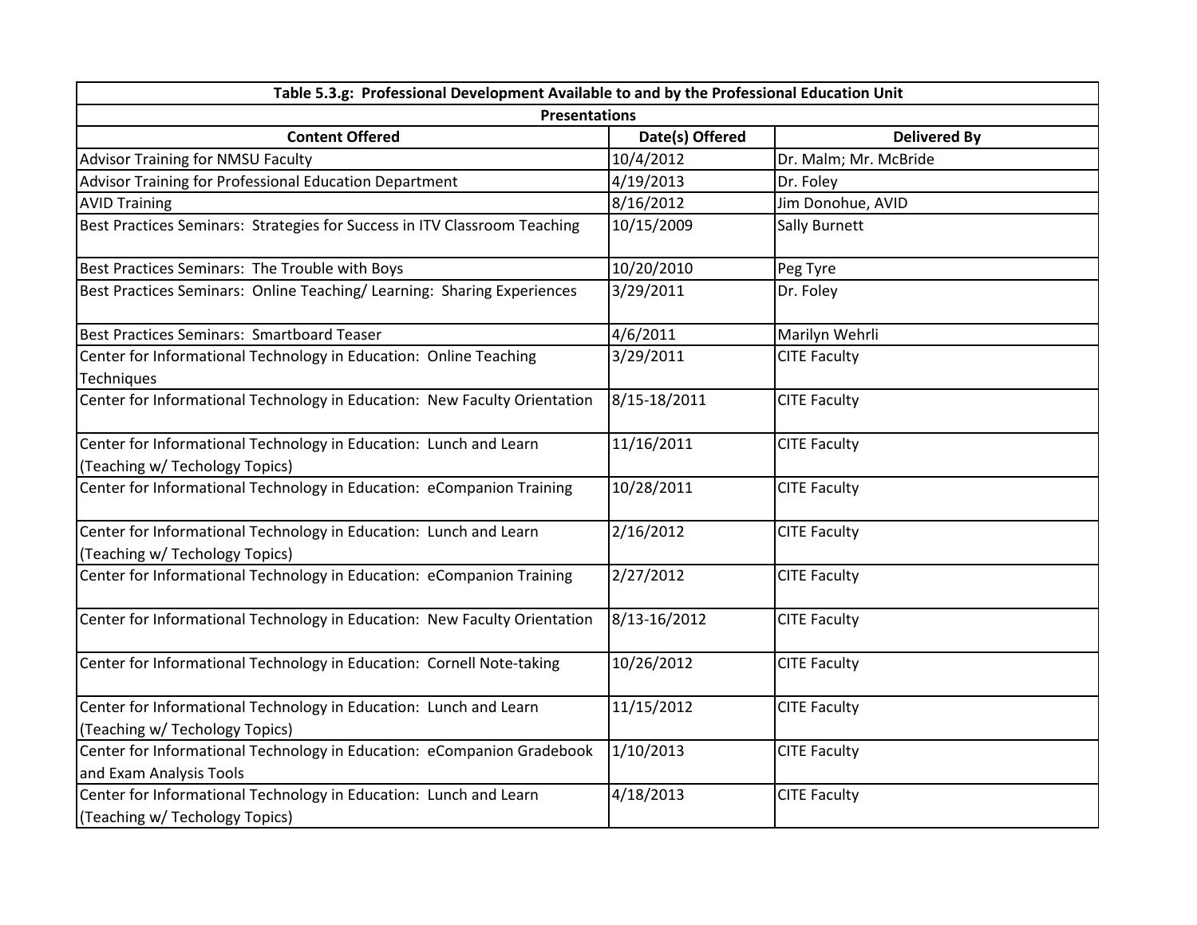| Table 5.3.g: Professional Development Available to and by the Professional Education Unit | | |
|---|---|---|
| Presentations | | |
| **Content Offered** | **Date(s) Offered** | **Delivered By** |
| Advisor Training for NMSU Faculty | 10/4/2012 | Dr. Malm; Mr. McBride |
| Advisor Training for Professional Education Department | 4/19/2013 | Dr. Foley |
| AVID Training | 8/16/2012 | Jim Donohue, AVID |
| Best Practices Seminars: Strategies for Success in ITV Classroom Teaching | 10/15/2009 | Sally Burnett |
| Best Practices Seminars: The Trouble with Boys | 10/20/2010 | Peg Tyre |
| Best Practices Seminars: Online Teaching/ Learning: Sharing Experiences | 3/29/2011 | Dr. Foley |
| Best Practices Seminars: Smartboard Teaser | 4/6/2011 | Marilyn Wehrli |
| Center for Informational Technology in Education: Online Teaching Techniques | 3/29/2011 | CITE Faculty |
| Center for Informational Technology in Education: New Faculty Orientation | 8/15-18/2011 | CITE Faculty |
| Center for Informational Technology in Education: Lunch and Learn (Teaching w/ Techology Topics) | 11/16/2011 | CITE Faculty |
| Center for Informational Technology in Education: eCompanion Training | 10/28/2011 | CITE Faculty |
| Center for Informational Technology in Education: Lunch and Learn (Teaching w/ Techology Topics) | 2/16/2012 | CITE Faculty |
| Center for Informational Technology in Education: eCompanion Training | 2/27/2012 | CITE Faculty |
| Center for Informational Technology in Education: New Faculty Orientation | 8/13-16/2012 | CITE Faculty |
| Center for Informational Technology in Education: Cornell Note-taking | 10/26/2012 | CITE Faculty |
| Center for Informational Technology in Education: Lunch and Learn (Teaching w/ Techology Topics) | 11/15/2012 | CITE Faculty |
| Center for Informational Technology in Education: eCompanion Gradebook and Exam Analysis Tools | 1/10/2013 | CITE Faculty |
| Center for Informational Technology in Education: Lunch and Learn (Teaching w/ Techology Topics) | 4/18/2013 | CITE Faculty |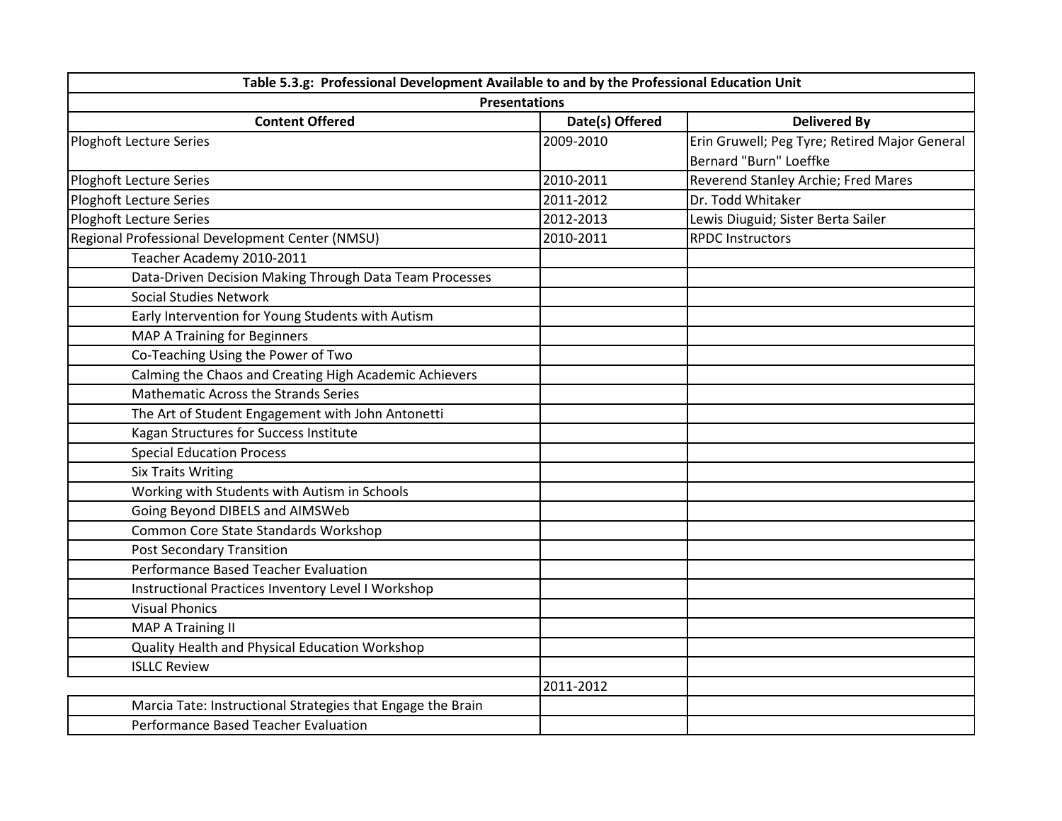| Table 5.3.g: Professional Development Available to and by the Professional Education Unit | | |
|---|---|---|
| Presentations | | |
| Content Offered | Date(s) Offered | Delivered By |
| Ploghoft Lecture Series | 2009-2010 | Erin Gruwell; Peg Tyre; Retired Major General Bernard "Burn" Loeffke |
| Ploghoft Lecture Series | 2010-2011 | Reverend Stanley Archie; Fred Mares |
| Ploghoft Lecture Series | 2011-2012 | Dr. Todd Whitaker |
| Ploghoft Lecture Series | 2012-2013 | Lewis Diuguid; Sister Berta Sailer |
| Regional Professional Development Center (NMSU) | 2010-2011 | RPDC Instructors |
| Teacher Academy 2010-2011 | | |
| Data-Driven Decision Making Through Data Team Processes | | |
| Social Studies Network | | |
| Early Intervention for Young Students with Autism | | |
| MAP A Training for Beginners | | |
| Co-Teaching Using the Power of Two | | |
| Calming the Chaos and Creating High Academic Achievers | | |
| Mathematic Across the Strands Series | | |
| The Art of Student Engagement with John Antonetti | | |
| Kagan Structures for Success Institute | | |
| Special Education Process | | |
| Six Traits Writing | | |
| Working with Students with Autism in Schools | | |
| Going Beyond DIBELS and AIMSWeb | | |
| Common Core State Standards Workshop | | |
| Post Secondary Transition | | |
| Performance Based Teacher Evaluation | | |
| Instructional Practices Inventory Level I Workshop | | |
| Visual Phonics | | |
| MAP A Training II | | |
| Quality Health and Physical Education Workshop | | |
| ISLLC Review | | |
| | 2011-2012 | |
| Marcia Tate: Instructional Strategies that Engage the Brain | | |
| Performance Based Teacher Evaluation | | |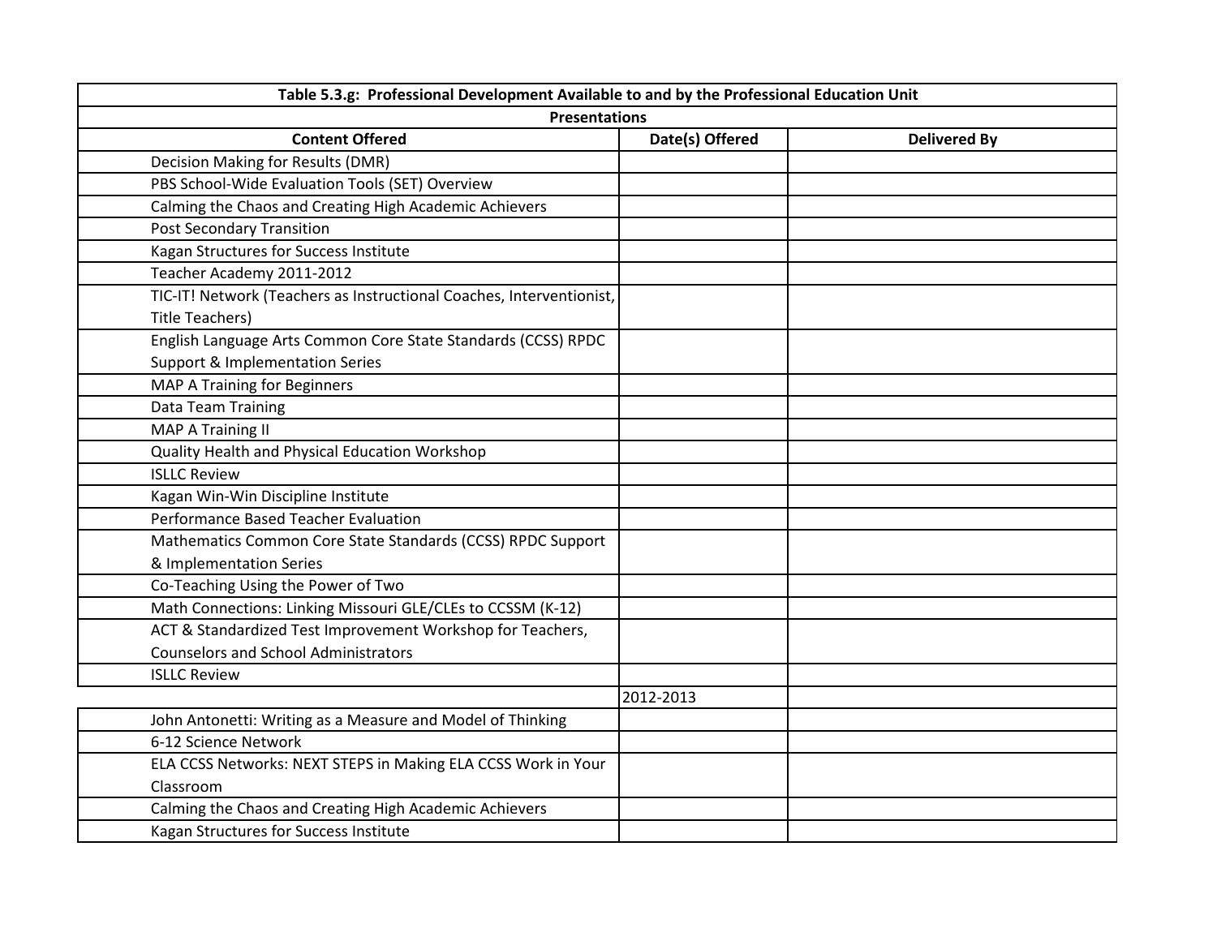| Table 5.3.g: Professional Development Available to and by the Professional Education Unit | | |
|---|---|---|
| **Presentations** | | |
| **Content Offered** | **Date(s) Offered** | **Delivered By** |
| Decision Making for Results (DMR) | | |
| PBS School-Wide Evaluation Tools (SET) Overview | | |
| Calming the Chaos and Creating High Academic Achievers | | |
| Post Secondary Transition | | |
| Kagan Structures for Success Institute | | |
| Teacher Academy 2011-2012 | | |
| TIC-IT! Network (Teachers as Instructional Coaches, Interventionist, Title Teachers) | | |
| English Language Arts Common Core State Standards (CCSS) RPDC Support & Implementation Series | | |
| MAP A Training for Beginners | | |
| Data Team Training | | |
| MAP A Training II | | |
| Quality Health and Physical Education Workshop | | |
| ISLLC Review | | |
| Kagan Win-Win Discipline Institute | | |
| Performance Based Teacher Evaluation | | |
| Mathematics Common Core State Standards (CCSS) RPDC Support & Implementation Series | | |
| Co-Teaching Using the Power of Two | | |
| Math Connections: Linking Missouri GLE/CLEs to CCSSM (K-12) | | |
| ACT & Standardized Test Improvement Workshop for Teachers, Counselors and School Administrators | | |
| ISLLC Review | | |
| | 2012-2013 | |
| John Antonetti: Writing as a Measure and Model of Thinking | | |
| 6-12 Science Network | | |
| ELA CCSS Networks: NEXT STEPS in Making ELA CCSS Work in Your Classroom | | |
| Calming the Chaos and Creating High Academic Achievers | | |
| Kagan Structures for Success Institute | | |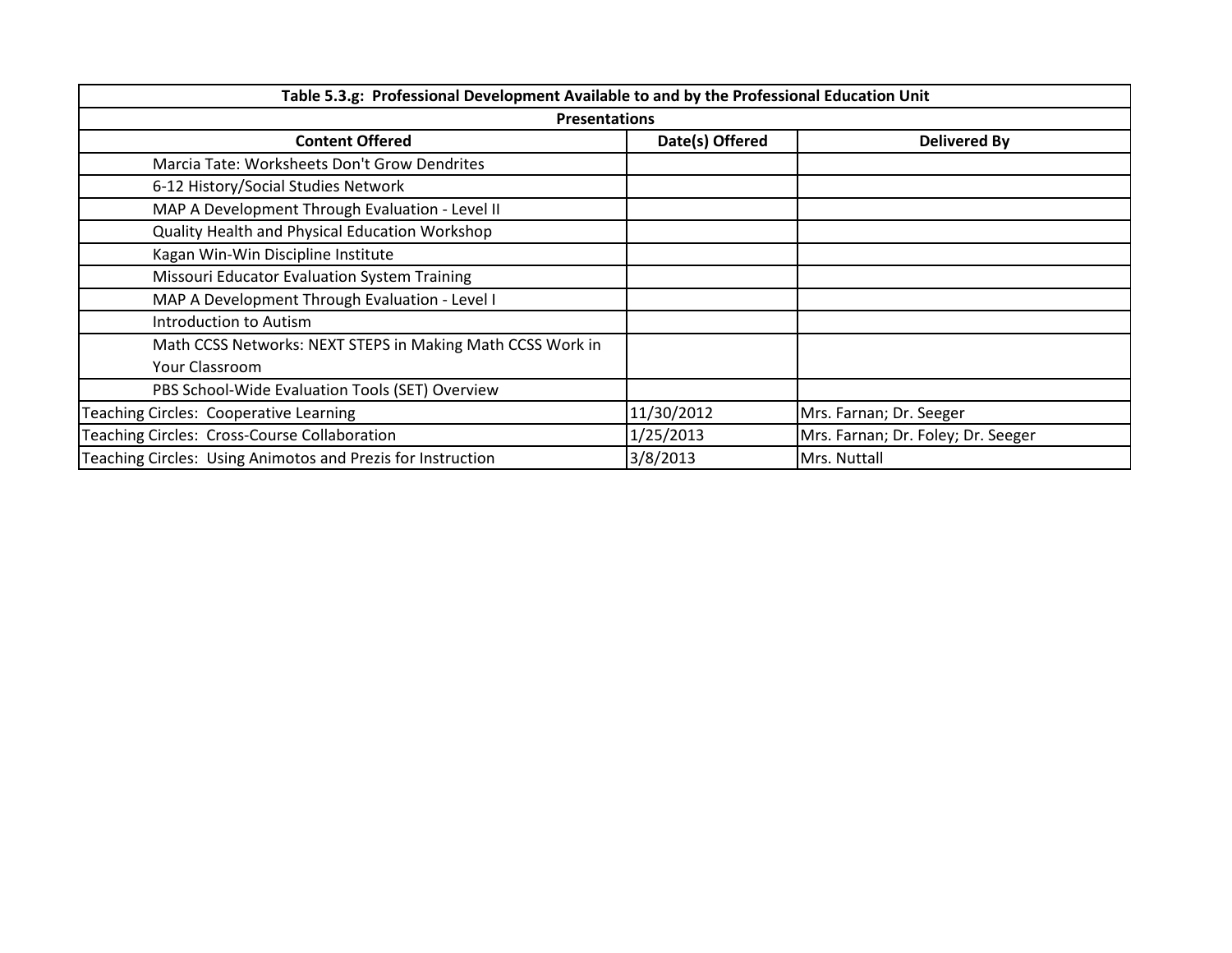| Table 5.3.g: Professional Development Available to and by the Professional Education Unit | | |
|---|---|---|
| **Presentations** | | |
| **Content Offered** | **Date(s) Offered** | **Delivered By** |
| Marcia Tate: Worksheets Don't Grow Dendrites | | |
| 6-12 History/Social Studies Network | | |
| MAP A Development Through Evaluation - Level II | | |
| Quality Health and Physical Education Workshop | | |
| Kagan Win-Win Discipline Institute | | |
| Missouri Educator Evaluation System Training | | |
| MAP A Development Through Evaluation - Level I | | |
| Introduction to Autism | | |
| Math CCSS Networks: NEXT STEPS in Making Math CCSS Work in Your Classroom | | |
| PBS School-Wide Evaluation Tools (SET) Overview | | |
| Teaching Circles: Cooperative Learning | 11/30/2012 | Mrs. Farnan; Dr. Seeger |
| Teaching Circles: Cross-Course Collaboration | 1/25/2013 | Mrs. Farnan; Dr. Foley; Dr. Seeger |
| Teaching Circles: Using Animotos and Prezis for Instruction | 3/8/2013 | Mrs. Nuttall |